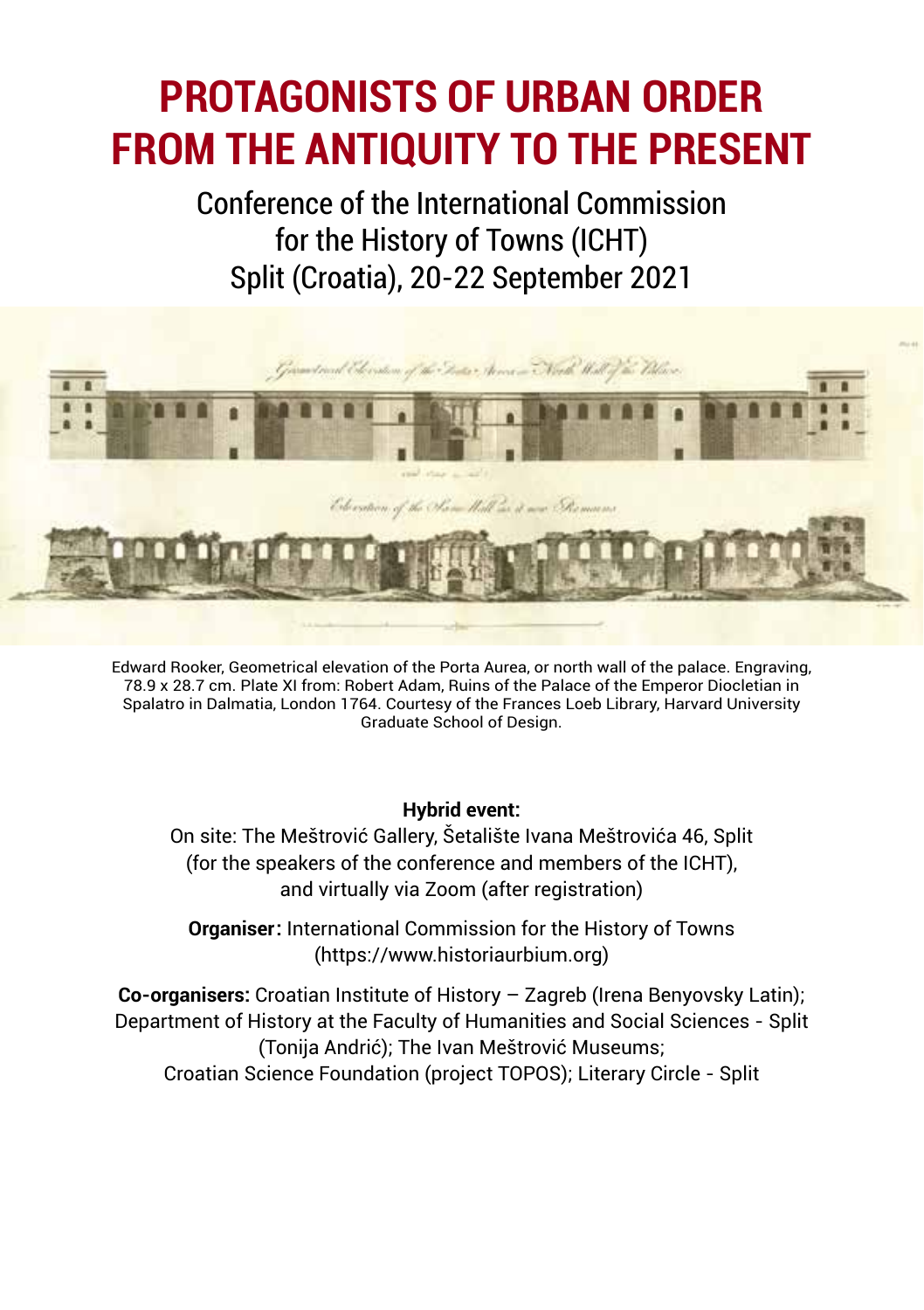# PROTOGONISTS OF URBAN ORDER FROM THE ANTIQUITY TO THE PRESENT

Conference of the International Commission for the History of Towns (ICHT)
Split (Croatia), 20-22 September 2021

Edward Rooker, Geometrical elevation of the Porta Aurea, or north wall of the palace. Engraving, 78.9 x 28.7 cm. Plate XI from: Robert Adam, Ruins of the Palace of the Emperor Diocletian in Spalatro in Dalmatia, London 1764. Courtesy of the Frances Loeb Library, Harvard University Graduate School of Design.

**Hybrid event:**
On site: The Meštrović Gallery, Šetalište Ivana Meštrovića 46, Split (for the speakers of the conference and members of the ICHT), and virtually via Zoom (after registration)

**Organiser:** International Commission for the History of Towns (https://www.historiaurbium.org)

**Co-organisers:** Croatian Institute of History – Zagreb (Irena Benyovsky Latin); Department of History at the Faculty of Humanities and Social Sciences - Split (Tonija Andrić); The Ivan Meštrović Museums; Croatian Science Foundation (project TOPOS); Literary Circle - Split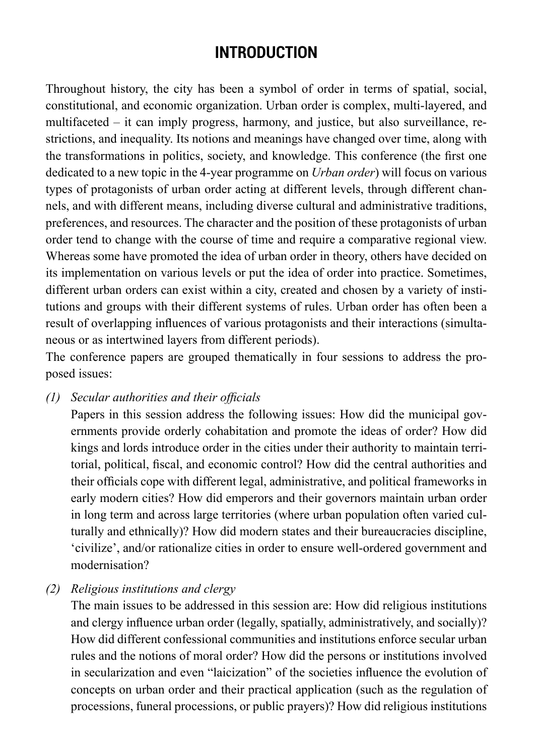# INTRODUCTION

Throughout history, the city has been a symbol of order in terms of spatial, social, constitutional, and economic organization. Urban order is complex, multi-layered, and multifaceted – it can imply progress, harmony, and justice, but also surveillance, restrictions, and inequality. Its notions and meanings have changed over time, along with the transformations in politics, society, and knowledge. This conference (the first one dedicated to a new topic in the 4-year programme on *Urban order*) will focus on various types of protagonists of urban order acting at different levels, through different channels, and with different means, including diverse cultural and administrative traditions, preferences, and resources. The character and the position of these protagonists of urban order tend to change with the course of time and require a comparative regional view. Whereas some have promoted the idea of urban order in theory, others have decided on its implementation on various levels or put the idea of order into practice. Sometimes, different urban orders can exist within a city, created and chosen by a variety of institutions and groups with their different systems of rules. Urban order has often been a result of overlapping influences of various protagonists and their interactions (simultaneous or as intertwined layers from different periods).

The conference papers are grouped thematically in four sessions to address the proposed issues:

*(1) Secular authorities and their officials*

Papers in this session address the following issues: How did the municipal governments provide orderly cohabitation and promote the ideas of order? How did kings and lords introduce order in the cities under their authority to maintain territorial, political, fiscal, and economic control? How did the central authorities and their officials cope with different legal, administrative, and political frameworks in early modern cities? How did emperors and their governors maintain urban order in long term and across large territories (where urban population often varied culturally and ethnically)? How did modern states and their bureaucracies discipline, 'civilize', and/or rationalize cities in order to ensure well-ordered government and modernisation?

*(2) Religious institutions and clergy*

The main issues to be addressed in this session are: How did religious institutions and clergy influence urban order (legally, spatially, administratively, and socially)? How did different confessional communities and institutions enforce secular urban rules and the notions of moral order? How did the persons or institutions involved in secularization and even "laicization" of the societies influence the evolution of concepts on urban order and their practical application (such as the regulation of processions, funeral processions, or public prayers)? How did religious institutions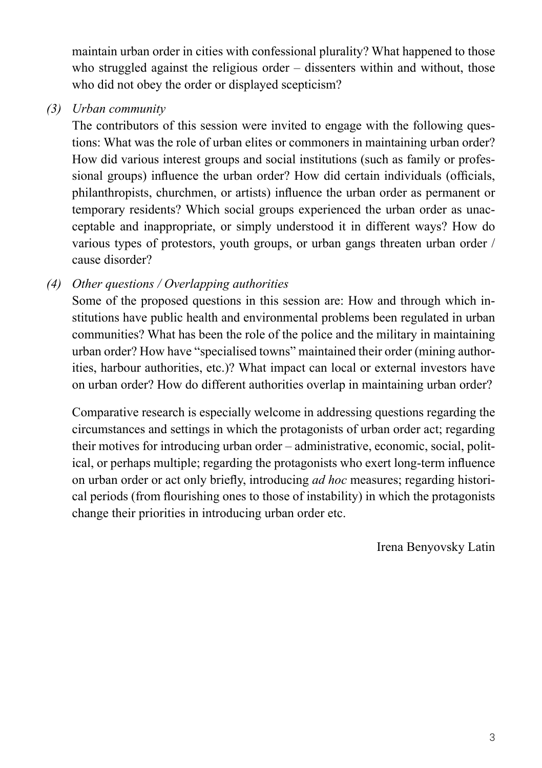maintain urban order in cities with confessional plurality? What happened to those who struggled against the religious order – dissenters within and without, those who did not obey the order or displayed scepticism?

*(3) Urban community*

The contributors of this session were invited to engage with the following questions: What was the role of urban elites or commoners in maintaining urban order? How did various interest groups and social institutions (such as family or professional groups) influence the urban order? How did certain individuals (officials, philanthropists, churchmen, or artists) influence the urban order as permanent or temporary residents? Which social groups experienced the urban order as unacceptable and inappropriate, or simply understood it in different ways? How do various types of protestors, youth groups, or urban gangs threaten urban order / cause disorder?

*(4) Other questions / Overlapping authorities*

Some of the proposed questions in this session are: How and through which institutions have public health and environmental problems been regulated in urban communities? What has been the role of the police and the military in maintaining urban order? How have "specialised towns" maintained their order (mining authorities, harbour authorities, etc.)? What impact can local or external investors have on urban order? How do different authorities overlap in maintaining urban order?

Comparative research is especially welcome in addressing questions regarding the circumstances and settings in which the protagonists of urban order act; regarding their motives for introducing urban order – administrative, economic, social, political, or perhaps multiple; regarding the protagonists who exert long-term influence on urban order or act only briefly, introducing *ad hoc* measures; regarding historical periods (from flourishing ones to those of instability) in which the protagonists change their priorities in introducing urban order etc.

Irena Benyovsky Latin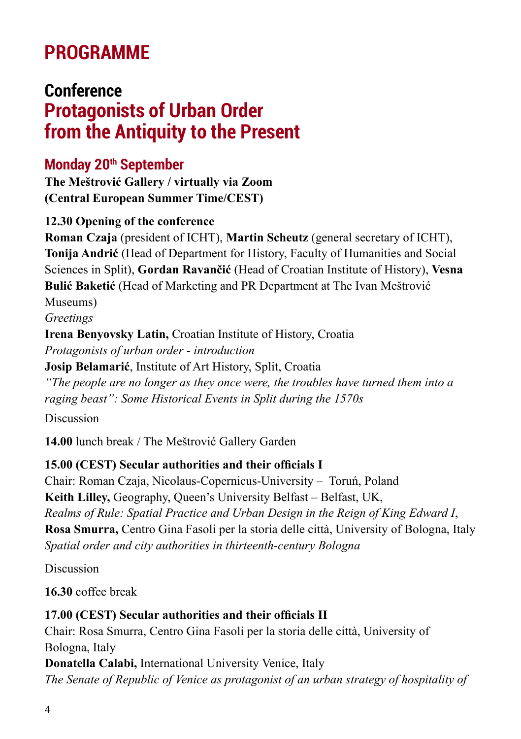# PROGRAMME

## Conference
## Protagonists of Urban Order from the Antiquity to the Present

### Monday 20th September

**The Meštrović Gallery / virtually via Zoom**
**(Central European Summer Time/CEST)**

**12.30 Opening of the conference**
**Roman Czaja** (president of ICHT), **Martin Scheutz** (general secretary of ICHT), **Tonija Andrić** (Head of Department for History, Faculty of Humanities and Social Sciences in Split), **Gordan Ravančić** (Head of Croatian Institute of History), **Vesna Bulić Baketić** (Head of Marketing and PR Department at The Ivan Meštrović Museums)
*Greetings*
**Irena Benyovsky Latin,** Croatian Institute of History, Croatia
*Protagonists of urban order - introduction*
**Josip Belamarić**, Institute of Art History, Split, Croatia
*"The people are no longer as they once were, the troubles have turned them into a raging beast": Some Historical Events in Split during the 1570s*
Discussion

**14.00** lunch break / The Meštrović Gallery Garden

**15.00 (CEST) Secular authorities and their officials I**
Chair: Roman Czaja, Nicolaus-Copernicus-University – Toruń, Poland
**Keith Lilley,** Geography, Queen's University Belfast – Belfast, UK,
*Realms of Rule: Spatial Practice and Urban Design in the Reign of King Edward I*,
**Rosa Smurra,** Centro Gina Fasoli per la storia delle città, University of Bologna, Italy
*Spatial order and city authorities in thirteenth-century Bologna*

Discussion

**16.30** coffee break

**17.00 (CEST) Secular authorities and their officials II**
Chair: Rosa Smurra, Centro Gina Fasoli per la storia delle città, University of Bologna, Italy
**Donatella Calabi,** International University Venice, Italy
*The Senate of Republic of Venice as protagonist of an urban strategy of hospitality of*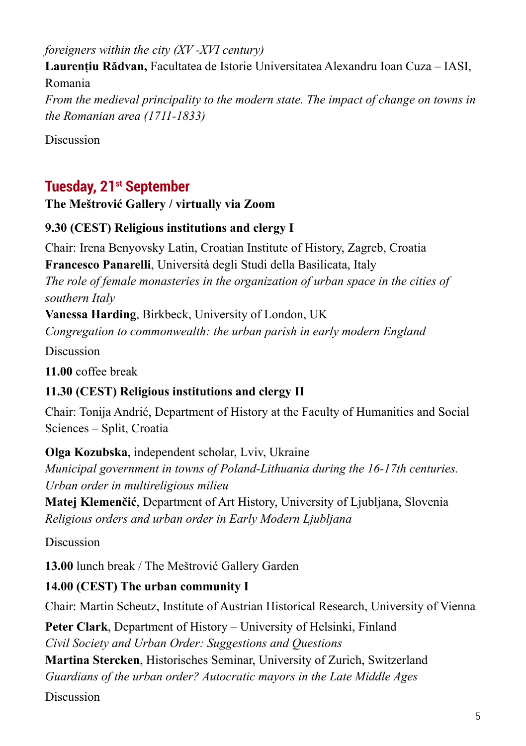*foreigners within the city (XV -XVI century)*

**Laurențiu Rădvan,** Facultatea de Istorie Universitatea Alexandru Ioan Cuza – IASI, Romania

*From the medieval principality to the modern state. The impact of change on towns in the Romanian area (1711-1833)*

Discussion

## Tuesday, 21st September

**The Meštrović Gallery / virtually via Zoom**

**9.30 (CEST) Religious institutions and clergy I**

Chair: Irena Benyovsky Latin, Croatian Institute of History, Zagreb, Croatia

**Francesco Panarelli**, Università degli Studi della Basilicata, Italy

*The role of female monasteries in the organization of urban space in the cities of southern Italy*

**Vanessa Harding**, Birkbeck, University of London, UK

*Congregation to commonwealth: the urban parish in early modern England*

Discussion

**11.00** coffee break

**11.30 (CEST) Religious institutions and clergy II**

Chair: Tonija Andrić, Department of History at the Faculty of Humanities and Social Sciences – Split, Croatia

**Olga Kozubska**, independent scholar, Lviv, Ukraine

*Municipal government in towns of Poland-Lithuania during the 16-17th centuries. Urban order in multireligious milieu*

**Matej Klemenčič**, Department of Art History, University of Ljubljana, Slovenia

*Religious orders and urban order in Early Modern Ljubljana*

Discussion

**13.00** lunch break / The Meštrović Gallery Garden

**14.00 (CEST) The urban community I**

Chair: Martin Scheutz, Institute of Austrian Historical Research, University of Vienna

**Peter Clark**, Department of History – University of Helsinki, Finland

*Civil Society and Urban Order: Suggestions and Questions*

**Martina Stercken**, Historisches Seminar, University of Zurich, Switzerland

*Guardians of the urban order? Autocratic mayors in the Late Middle Ages*

Discussion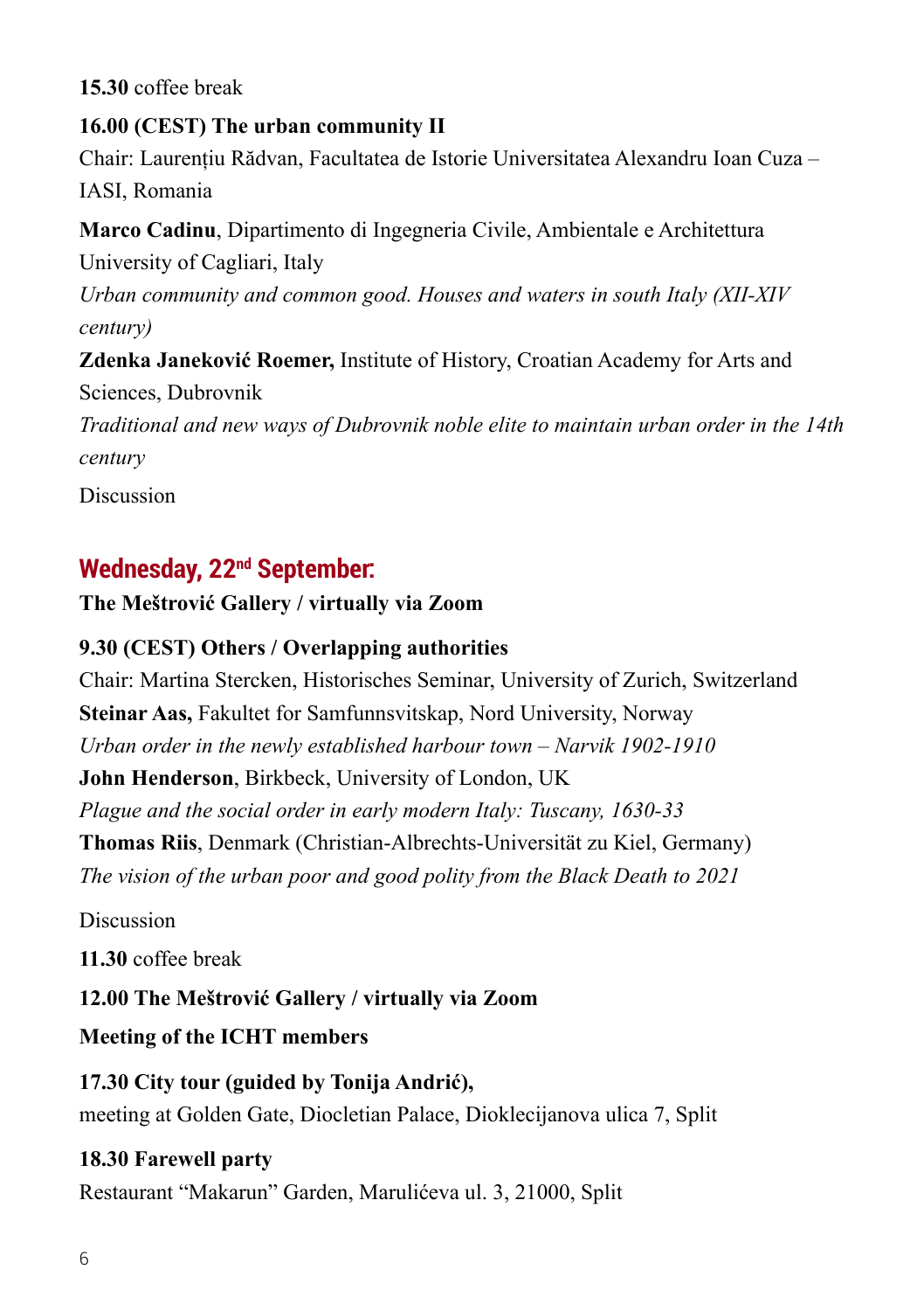**15.30** coffee break

**16.00 (CEST) The urban community II**

Chair: Laurențiu Rădvan, Facultatea de Istorie Universitatea Alexandru Ioan Cuza – IASI, Romania

**Marco Cadinu**, Dipartimento di Ingegneria Civile, Ambientale e Architettura University of Cagliari, Italy

*Urban community and common good. Houses and waters in south Italy (XII-XIV century)*

**Zdenka Janeković Roemer,** Institute of History, Croatian Academy for Arts and Sciences, Dubrovnik

*Traditional and new ways of Dubrovnik noble elite to maintain urban order in the 14th century*

Discussion

## Wednesday, 22nd September:

**The Meštrović Gallery / virtually via Zoom**

**9.30 (CEST) Others / Overlapping authorities**

Chair: Martina Stercken, Historisches Seminar, University of Zurich, Switzerland

**Steinar Aas,** Fakultet for Samfunnsvitskap, Nord University, Norway

*Urban order in the newly established harbour town – Narvik 1902-1910*

**John Henderson**, Birkbeck, University of London, UK

*Plague and the social order in early modern Italy: Tuscany, 1630-33*

**Thomas Riis**, Denmark (Christian-Albrechts-Universität zu Kiel, Germany)

*The vision of the urban poor and good polity from the Black Death to 2021*

Discussion

**11.30** coffee break

**12.00 The Meštrović Gallery / virtually via Zoom**

**Meeting of the ICHT members**

**17.30 City tour (guided by Tonija Andrić),**

meeting at Golden Gate, Diocletian Palace, Dioklecijanova ulica 7, Split

**18.30 Farewell party**

Restaurant "Makarun" Garden, Marulićeva ul. 3, 21000, Split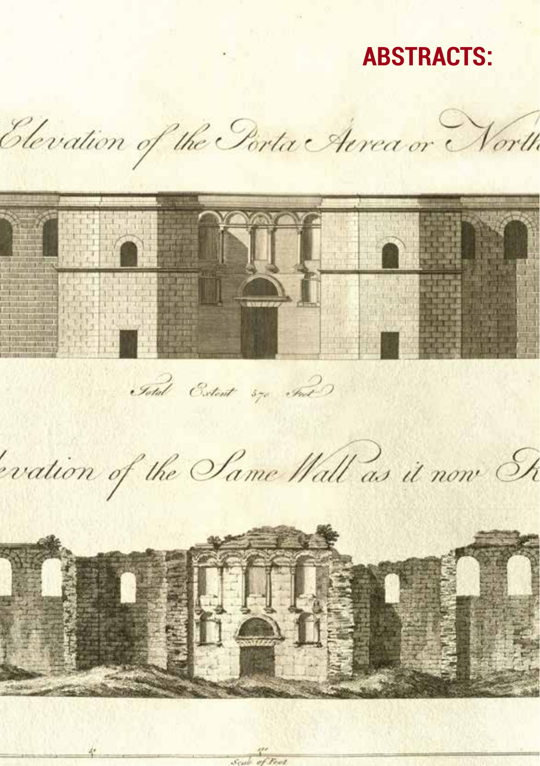# ABSTRACTS: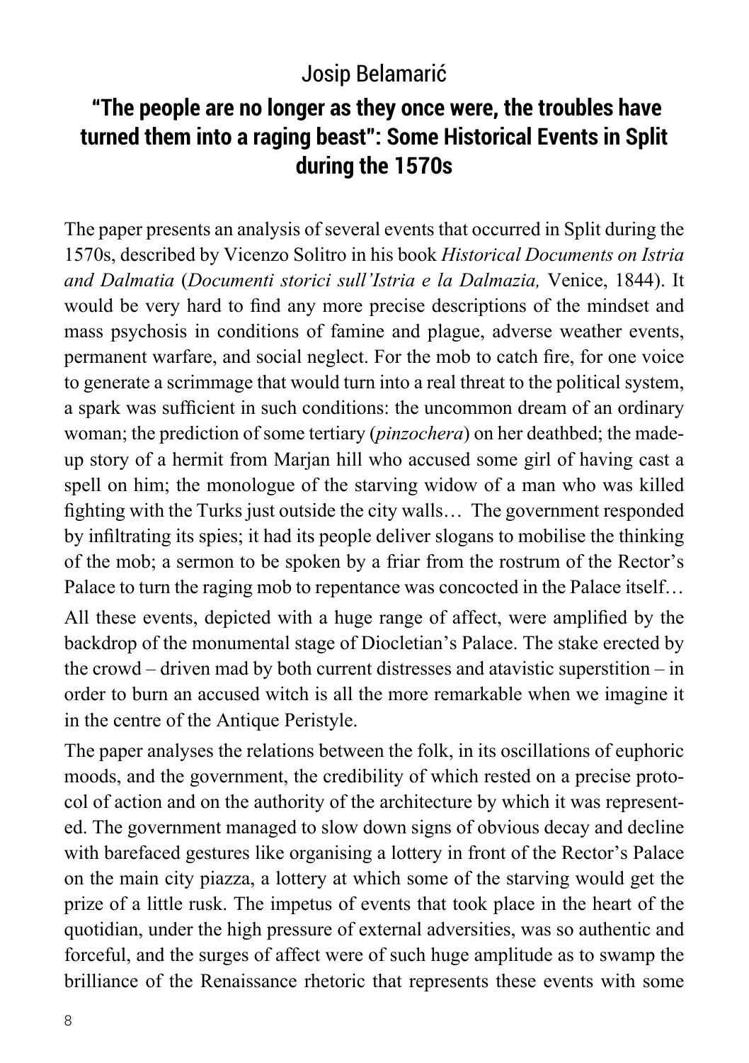Josip Belamarić

## "The people are no longer as they once were, the troubles have turned them into a raging beast": Some Historical Events in Split during the 1570s

The paper presents an analysis of several events that occurred in Split during the 1570s, described by Vicenzo Solitro in his book *Historical Documents on Istria and Dalmatia* (*Documenti storici sull'Istria e la Dalmazia,* Venice, 1844). It would be very hard to find any more precise descriptions of the mindset and mass psychosis in conditions of famine and plague, adverse weather events, permanent warfare, and social neglect. For the mob to catch fire, for one voice to generate a scrimmage that would turn into a real threat to the political system, a spark was sufficient in such conditions: the uncommon dream of an ordinary woman; the prediction of some tertiary (*pinzochera*) on her deathbed; the made-up story of a hermit from Marjan hill who accused some girl of having cast a spell on him; the monologue of the starving widow of a man who was killed fighting with the Turks just outside the city walls… The government responded by infiltrating its spies; it had its people deliver slogans to mobilise the thinking of the mob; a sermon to be spoken by a friar from the rostrum of the Rector's Palace to turn the raging mob to repentance was concocted in the Palace itself…

All these events, depicted with a huge range of affect, were amplified by the backdrop of the monumental stage of Diocletian's Palace. The stake erected by the crowd – driven mad by both current distresses and atavistic superstition – in order to burn an accused witch is all the more remarkable when we imagine it in the centre of the Antique Peristyle.

The paper analyses the relations between the folk, in its oscillations of euphoric moods, and the government, the credibility of which rested on a precise protocol of action and on the authority of the architecture by which it was represented. The government managed to slow down signs of obvious decay and decline with barefaced gestures like organising a lottery in front of the Rector's Palace on the main city piazza, a lottery at which some of the starving would get the prize of a little rusk. The impetus of events that took place in the heart of the quotidian, under the high pressure of external adversities, was so authentic and forceful, and the surges of affect were of such huge amplitude as to swamp the brilliance of the Renaissance rhetoric that represents these events with some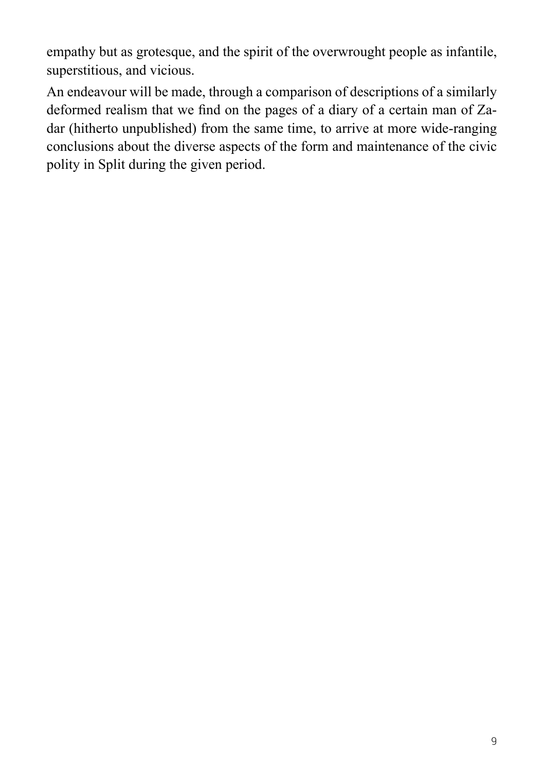empathy but as grotesque, and the spirit of the overwrought people as infantile, superstitious, and vicious.

An endeavour will be made, through a comparison of descriptions of a similarly deformed realism that we find on the pages of a diary of a certain man of Zadar (hitherto unpublished) from the same time, to arrive at more wide-ranging conclusions about the diverse aspects of the form and maintenance of the civic polity in Split during the given period.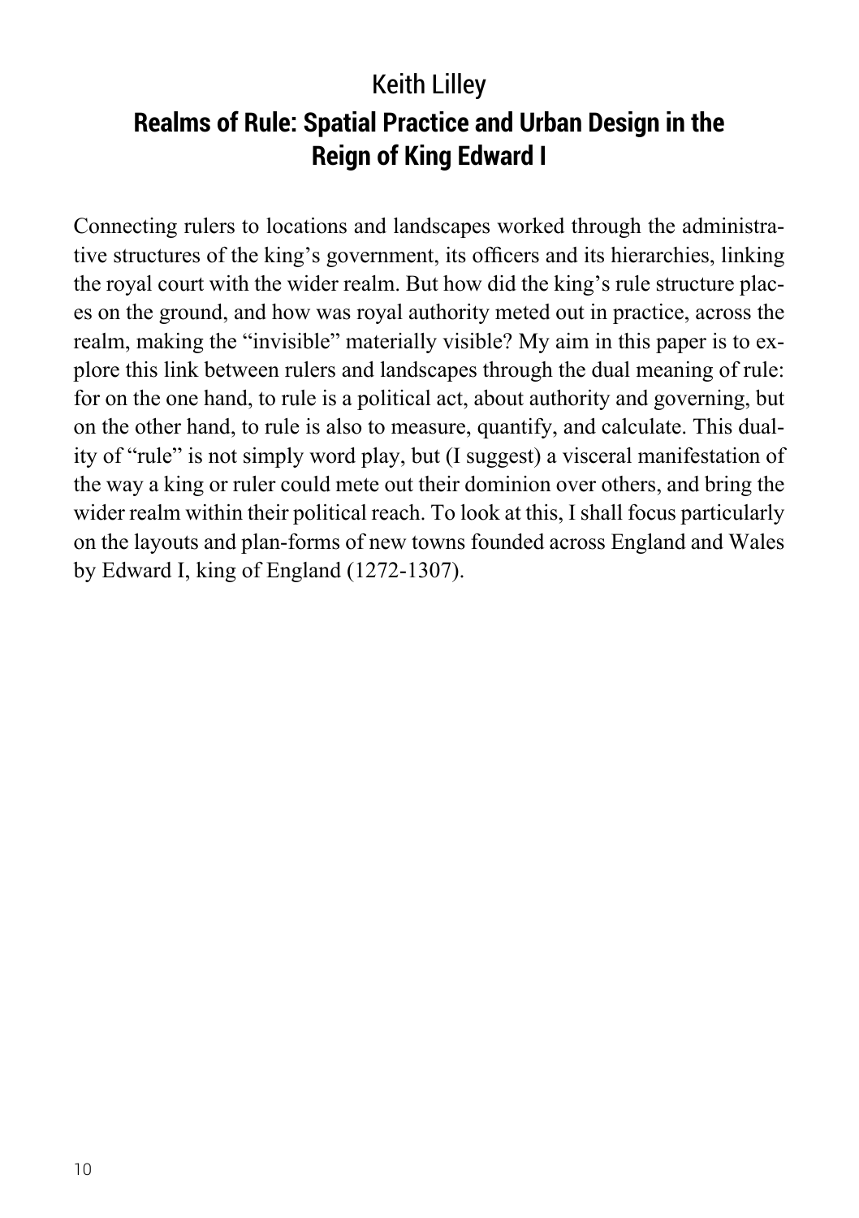Keith Lilley

## Realms of Rule: Spatial Practice and Urban Design in the Reign of King Edward I

Connecting rulers to locations and landscapes worked through the administrative structures of the king's government, its officers and its hierarchies, linking the royal court with the wider realm. But how did the king's rule structure places on the ground, and how was royal authority meted out in practice, across the realm, making the "invisible" materially visible? My aim in this paper is to explore this link between rulers and landscapes through the dual meaning of rule: for on the one hand, to rule is a political act, about authority and governing, but on the other hand, to rule is also to measure, quantify, and calculate. This duality of "rule" is not simply word play, but (I suggest) a visceral manifestation of the way a king or ruler could mete out their dominion over others, and bring the wider realm within their political reach. To look at this, I shall focus particularly on the layouts and plan-forms of new towns founded across England and Wales by Edward I, king of England (1272-1307).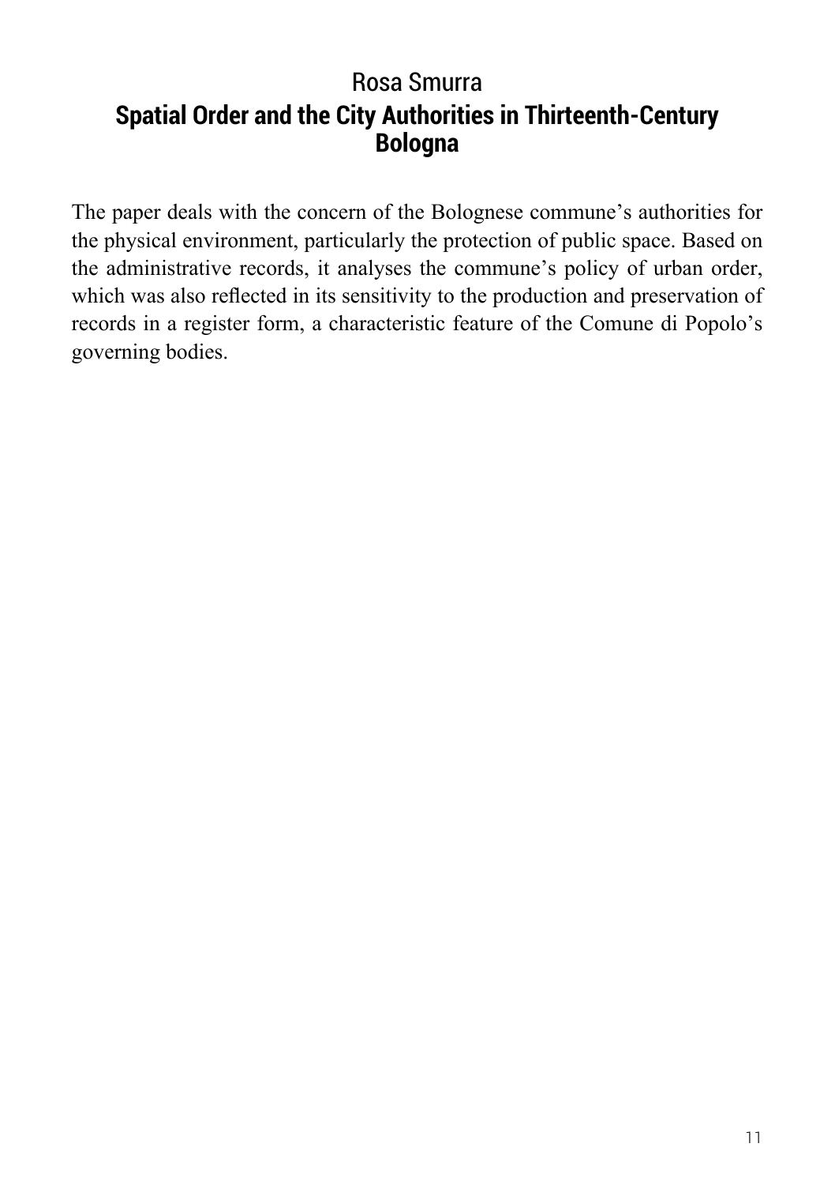Rosa Smurra

## Spatial Order and the City Authorities in Thirteenth-Century Bologna

The paper deals with the concern of the Bolognese commune's authorities for the physical environment, particularly the protection of public space. Based on the administrative records, it analyses the commune's policy of urban order, which was also reflected in its sensitivity to the production and preservation of records in a register form, a characteristic feature of the Comune di Popolo's governing bodies.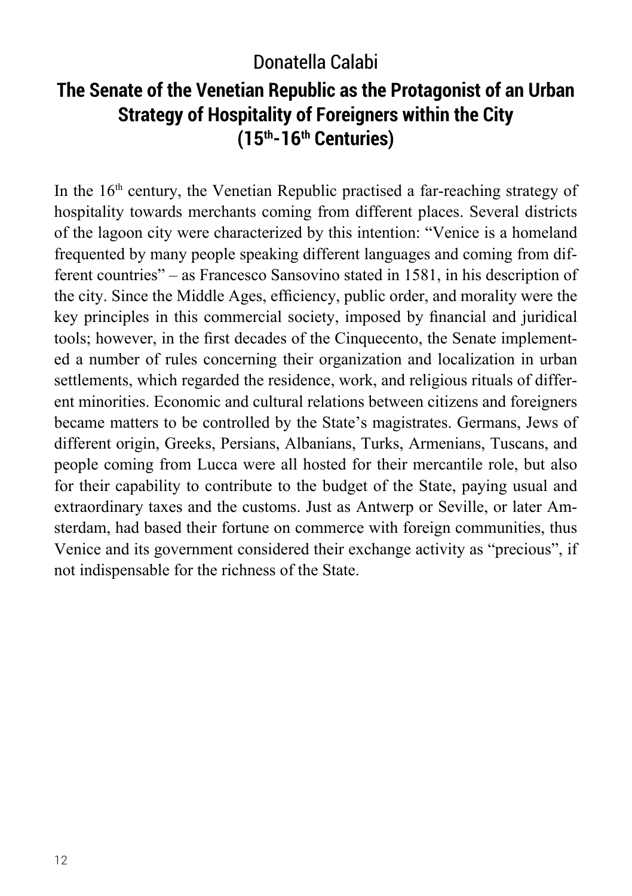Donatella Calabi

## The Senate of the Venetian Republic as the Protagonist of an Urban Strategy of Hospitality of Foreigners within the City (15th-16th Centuries)

In the 16th century, the Venetian Republic practised a far-reaching strategy of hospitality towards merchants coming from different places. Several districts of the lagoon city were characterized by this intention: “Venice is a homeland frequented by many people speaking different languages and coming from different countries” – as Francesco Sansovino stated in 1581, in his description of the city. Since the Middle Ages, efficiency, public order, and morality were the key principles in this commercial society, imposed by financial and juridical tools; however, in the first decades of the Cinquecento, the Senate implemented a number of rules concerning their organization and localization in urban settlements, which regarded the residence, work, and religious rituals of different minorities. Economic and cultural relations between citizens and foreigners became matters to be controlled by the State’s magistrates. Germans, Jews of different origin, Greeks, Persians, Albanians, Turks, Armenians, Tuscans, and people coming from Lucca were all hosted for their mercantile role, but also for their capability to contribute to the budget of the State, paying usual and extraordinary taxes and the customs. Just as Antwerp or Seville, or later Amsterdam, had based their fortune on commerce with foreign communities, thus Venice and its government considered their exchange activity as “precious”, if not indispensable for the richness of the State.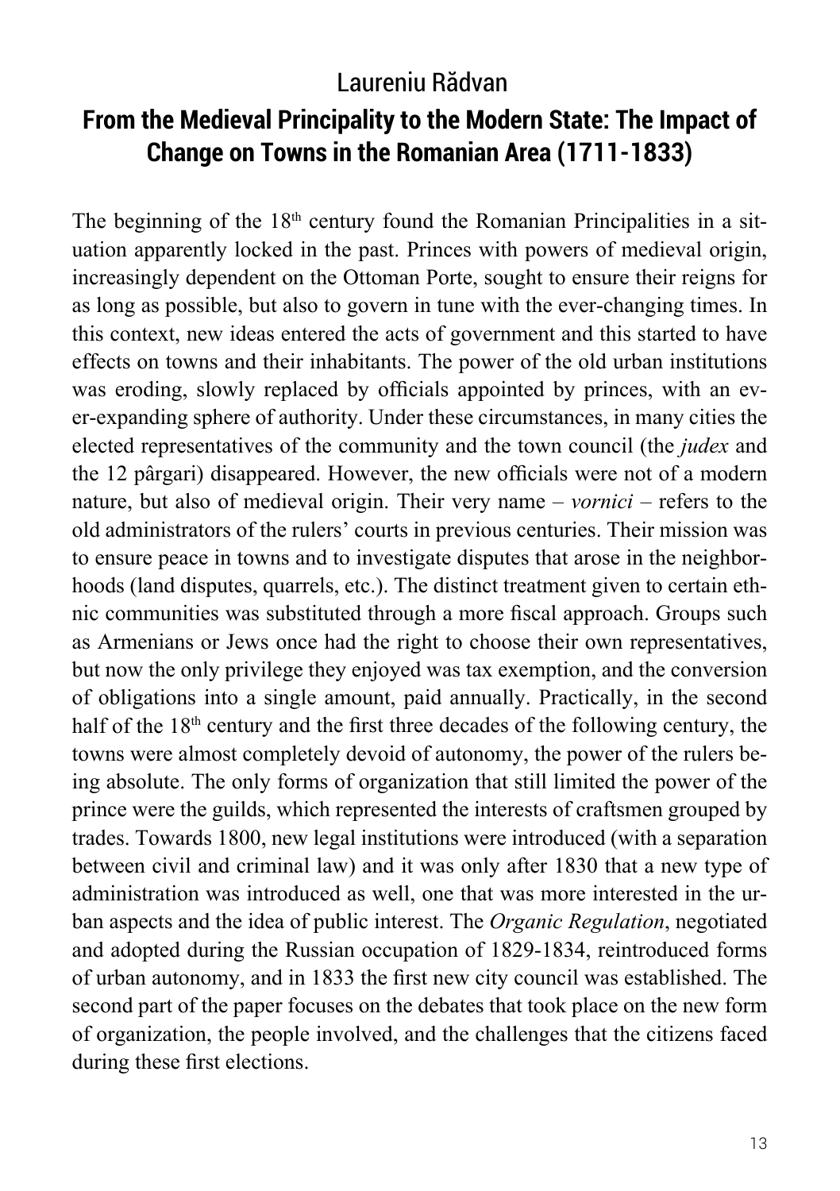Laureniu Rădvan

## From the Medieval Principality to the Modern State: The Impact of Change on Towns in the Romanian Area (1711-1833)

The beginning of the 18th century found the Romanian Principalities in a situation apparently locked in the past. Princes with powers of medieval origin, increasingly dependent on the Ottoman Porte, sought to ensure their reigns for as long as possible, but also to govern in tune with the ever-changing times. In this context, new ideas entered the acts of government and this started to have effects on towns and their inhabitants. The power of the old urban institutions was eroding, slowly replaced by officials appointed by princes, with an ever-expanding sphere of authority. Under these circumstances, in many cities the elected representatives of the community and the town council (the *judex* and the 12 pârgari) disappeared. However, the new officials were not of a modern nature, but also of medieval origin. Their very name – *vornici* – refers to the old administrators of the rulers' courts in previous centuries. Their mission was to ensure peace in towns and to investigate disputes that arose in the neighborhoods (land disputes, quarrels, etc.). The distinct treatment given to certain ethnic communities was substituted through a more fiscal approach. Groups such as Armenians or Jews once had the right to choose their own representatives, but now the only privilege they enjoyed was tax exemption, and the conversion of obligations into a single amount, paid annually. Practically, in the second half of the 18th century and the first three decades of the following century, the towns were almost completely devoid of autonomy, the power of the rulers being absolute. The only forms of organization that still limited the power of the prince were the guilds, which represented the interests of craftsmen grouped by trades. Towards 1800, new legal institutions were introduced (with a separation between civil and criminal law) and it was only after 1830 that a new type of administration was introduced as well, one that was more interested in the urban aspects and the idea of public interest. The *Organic Regulation*, negotiated and adopted during the Russian occupation of 1829-1834, reintroduced forms of urban autonomy, and in 1833 the first new city council was established. The second part of the paper focuses on the debates that took place on the new form of organization, the people involved, and the challenges that the citizens faced during these first elections.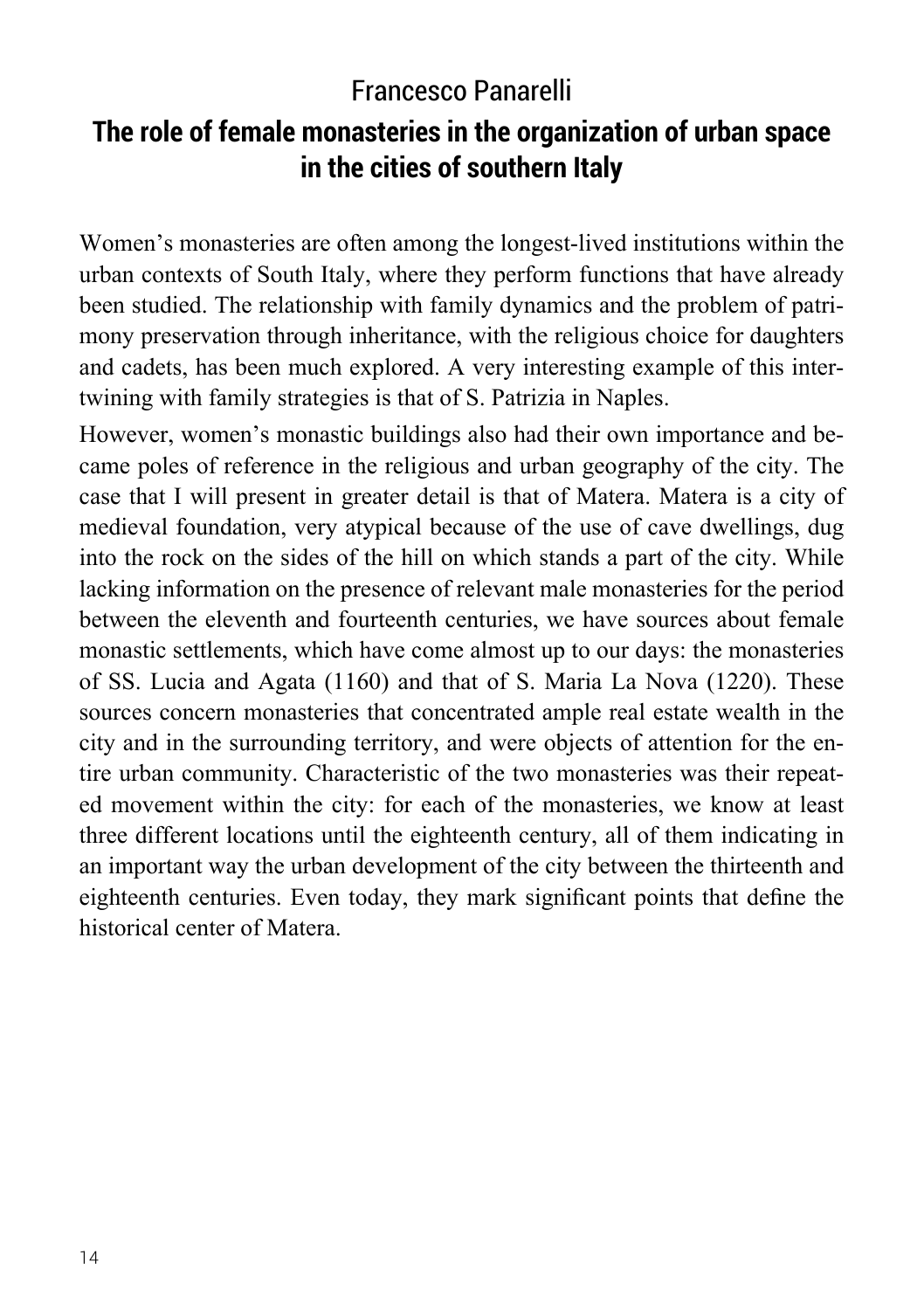Francesco Panarelli

## The role of female monasteries in the organization of urban space in the cities of southern Italy

Women's monasteries are often among the longest-lived institutions within the urban contexts of South Italy, where they perform functions that have already been studied. The relationship with family dynamics and the problem of patrimony preservation through inheritance, with the religious choice for daughters and cadets, has been much explored. A very interesting example of this intertwining with family strategies is that of S. Patrizia in Naples.

However, women's monastic buildings also had their own importance and became poles of reference in the religious and urban geography of the city. The case that I will present in greater detail is that of Matera. Matera is a city of medieval foundation, very atypical because of the use of cave dwellings, dug into the rock on the sides of the hill on which stands a part of the city. While lacking information on the presence of relevant male monasteries for the period between the eleventh and fourteenth centuries, we have sources about female monastic settlements, which have come almost up to our days: the monasteries of SS. Lucia and Agata (1160) and that of S. Maria La Nova (1220). These sources concern monasteries that concentrated ample real estate wealth in the city and in the surrounding territory, and were objects of attention for the entire urban community. Characteristic of the two monasteries was their repeated movement within the city: for each of the monasteries, we know at least three different locations until the eighteenth century, all of them indicating in an important way the urban development of the city between the thirteenth and eighteenth centuries. Even today, they mark significant points that define the historical center of Matera.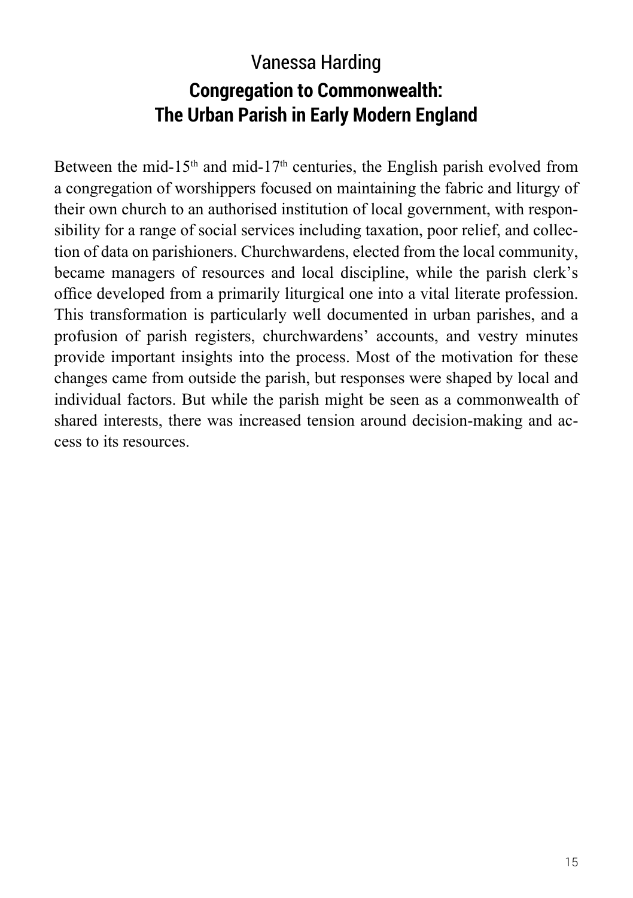Vanessa Harding

## Congregation to Commonwealth: The Urban Parish in Early Modern England

Between the mid-15th and mid-17th centuries, the English parish evolved from a congregation of worshippers focused on maintaining the fabric and liturgy of their own church to an authorised institution of local government, with responsibility for a range of social services including taxation, poor relief, and collection of data on parishioners. Churchwardens, elected from the local community, became managers of resources and local discipline, while the parish clerk's office developed from a primarily liturgical one into a vital literate profession. This transformation is particularly well documented in urban parishes, and a profusion of parish registers, churchwardens' accounts, and vestry minutes provide important insights into the process. Most of the motivation for these changes came from outside the parish, but responses were shaped by local and individual factors. But while the parish might be seen as a commonwealth of shared interests, there was increased tension around decision-making and access to its resources.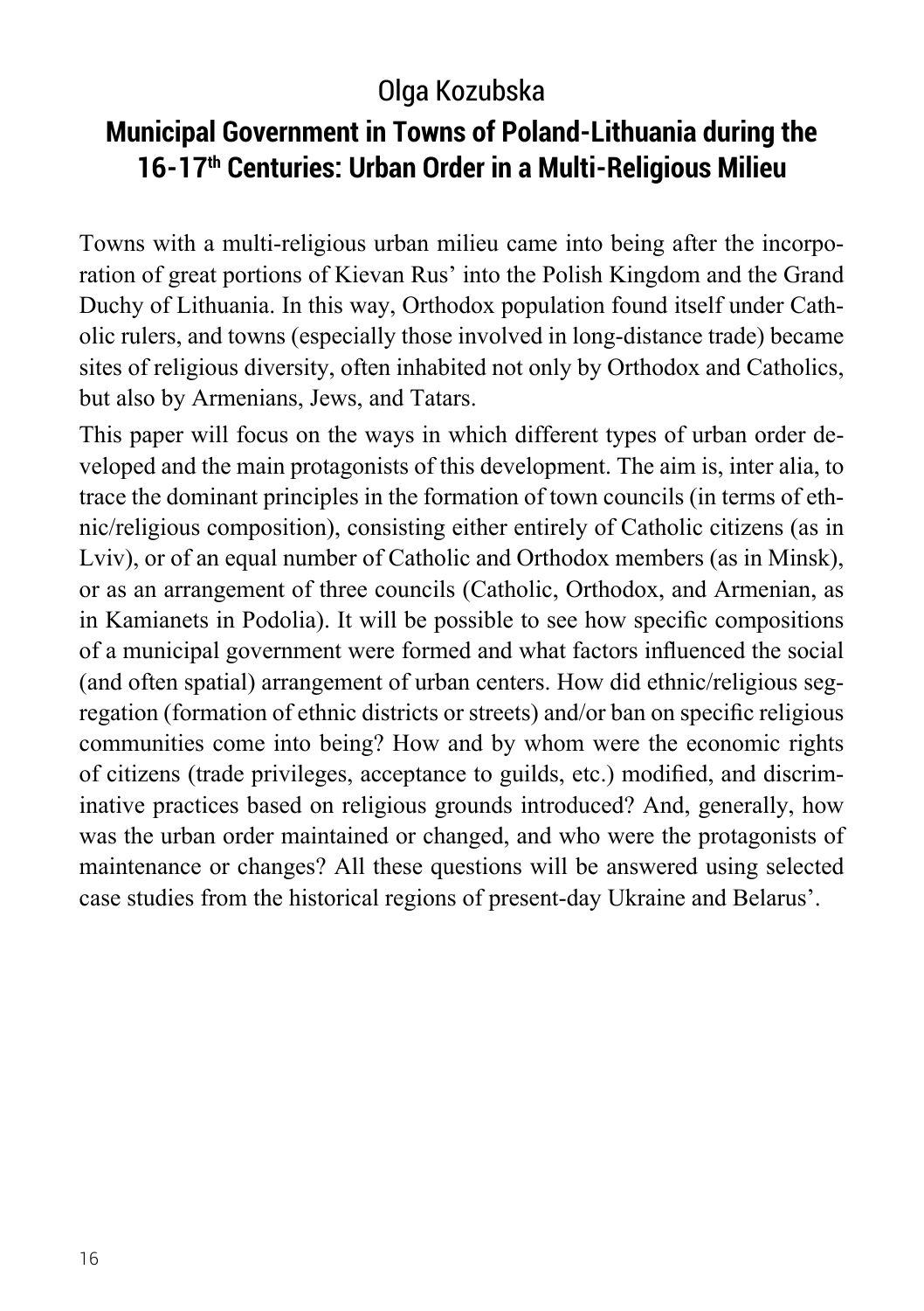Olga Kozubska

## Municipal Government in Towns of Poland-Lithuania during the 16-17th Centuries: Urban Order in a Multi-Religious Milieu

Towns with a multi-religious urban milieu came into being after the incorporation of great portions of Kievan Rus' into the Polish Kingdom and the Grand Duchy of Lithuania. In this way, Orthodox population found itself under Catholic rulers, and towns (especially those involved in long-distance trade) became sites of religious diversity, often inhabited not only by Orthodox and Catholics, but also by Armenians, Jews, and Tatars.

This paper will focus on the ways in which different types of urban order developed and the main protagonists of this development. The aim is, inter alia, to trace the dominant principles in the formation of town councils (in terms of ethnic/religious composition), consisting either entirely of Catholic citizens (as in Lviv), or of an equal number of Catholic and Orthodox members (as in Minsk), or as an arrangement of three councils (Catholic, Orthodox, and Armenian, as in Kamianets in Podolia). It will be possible to see how specific compositions of a municipal government were formed and what factors influenced the social (and often spatial) arrangement of urban centers. How did ethnic/religious segregation (formation of ethnic districts or streets) and/or ban on specific religious communities come into being? How and by whom were the economic rights of citizens (trade privileges, acceptance to guilds, etc.) modified, and discriminative practices based on religious grounds introduced? And, generally, how was the urban order maintained or changed, and who were the protagonists of maintenance or changes? All these questions will be answered using selected case studies from the historical regions of present-day Ukraine and Belarus'.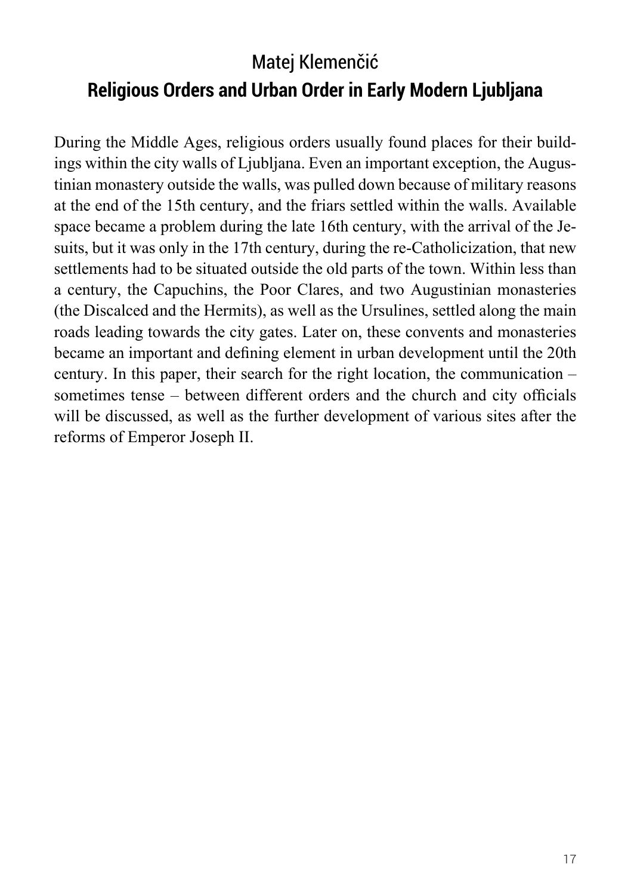## Matej Klemenčić

## **Religious Orders and Urban Order in Early Modern Ljubljana**

During the Middle Ages, religious orders usually found places for their buildings within the city walls of Ljubljana. Even an important exception, the Augustinian monastery outside the walls, was pulled down because of military reasons at the end of the 15th century, and the friars settled within the walls. Available space became a problem during the late 16th century, with the arrival of the Jesuits, but it was only in the 17th century, during the re-Catholicization, that new settlements had to be situated outside the old parts of the town. Within less than a century, the Capuchins, the Poor Clares, and two Augustinian monasteries (the Discalced and the Hermits), as well as the Ursulines, settled along the main roads leading towards the city gates. Later on, these convents and monasteries became an important and defining element in urban development until the 20th century. In this paper, their search for the right location, the communication – sometimes tense – between different orders and the church and city officials will be discussed, as well as the further development of various sites after the reforms of Emperor Joseph II.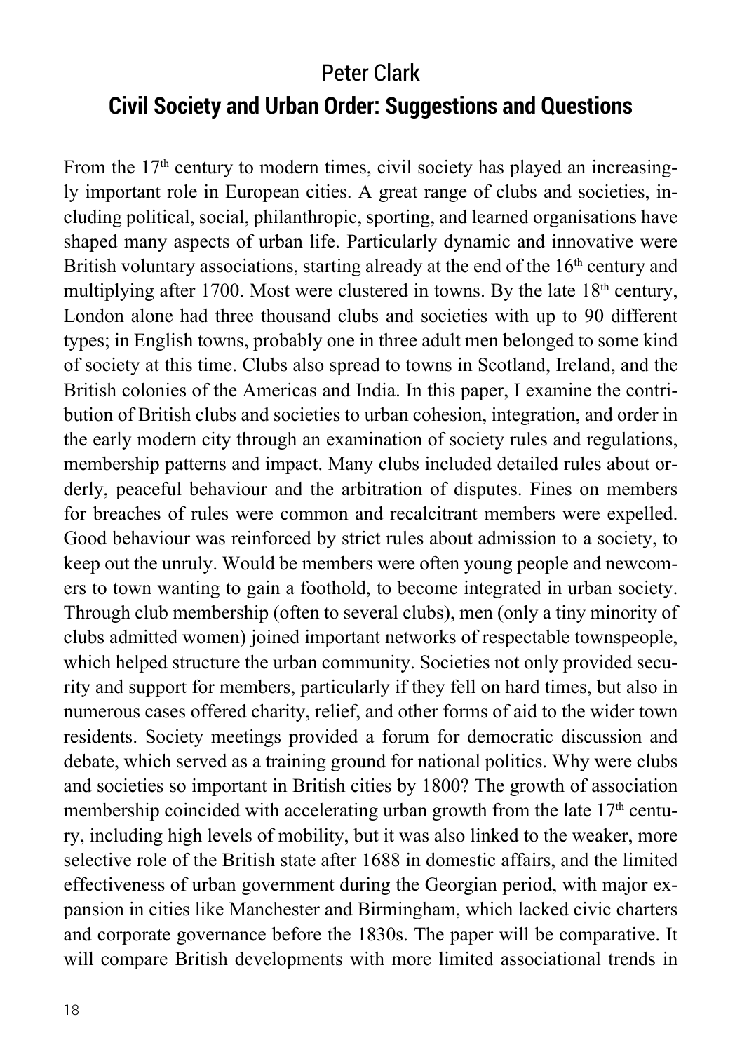## Peter Clark

# Civil Society and Urban Order: Suggestions and Questions

From the 17th century to modern times, civil society has played an increasingly important role in European cities. A great range of clubs and societies, including political, social, philanthropic, sporting, and learned organisations have shaped many aspects of urban life. Particularly dynamic and innovative were British voluntary associations, starting already at the end of the 16th century and multiplying after 1700. Most were clustered in towns. By the late 18th century, London alone had three thousand clubs and societies with up to 90 different types; in English towns, probably one in three adult men belonged to some kind of society at this time. Clubs also spread to towns in Scotland, Ireland, and the British colonies of the Americas and India. In this paper, I examine the contribution of British clubs and societies to urban cohesion, integration, and order in the early modern city through an examination of society rules and regulations, membership patterns and impact. Many clubs included detailed rules about orderly, peaceful behaviour and the arbitration of disputes. Fines on members for breaches of rules were common and recalcitrant members were expelled. Good behaviour was reinforced by strict rules about admission to a society, to keep out the unruly. Would be members were often young people and newcomers to town wanting to gain a foothold, to become integrated in urban society. Through club membership (often to several clubs), men (only a tiny minority of clubs admitted women) joined important networks of respectable townspeople, which helped structure the urban community. Societies not only provided security and support for members, particularly if they fell on hard times, but also in numerous cases offered charity, relief, and other forms of aid to the wider town residents. Society meetings provided a forum for democratic discussion and debate, which served as a training ground for national politics. Why were clubs and societies so important in British cities by 1800? The growth of association membership coincided with accelerating urban growth from the late 17th century, including high levels of mobility, but it was also linked to the weaker, more selective role of the British state after 1688 in domestic affairs, and the limited effectiveness of urban government during the Georgian period, with major expansion in cities like Manchester and Birmingham, which lacked civic charters and corporate governance before the 1830s. The paper will be comparative. It will compare British developments with more limited associational trends in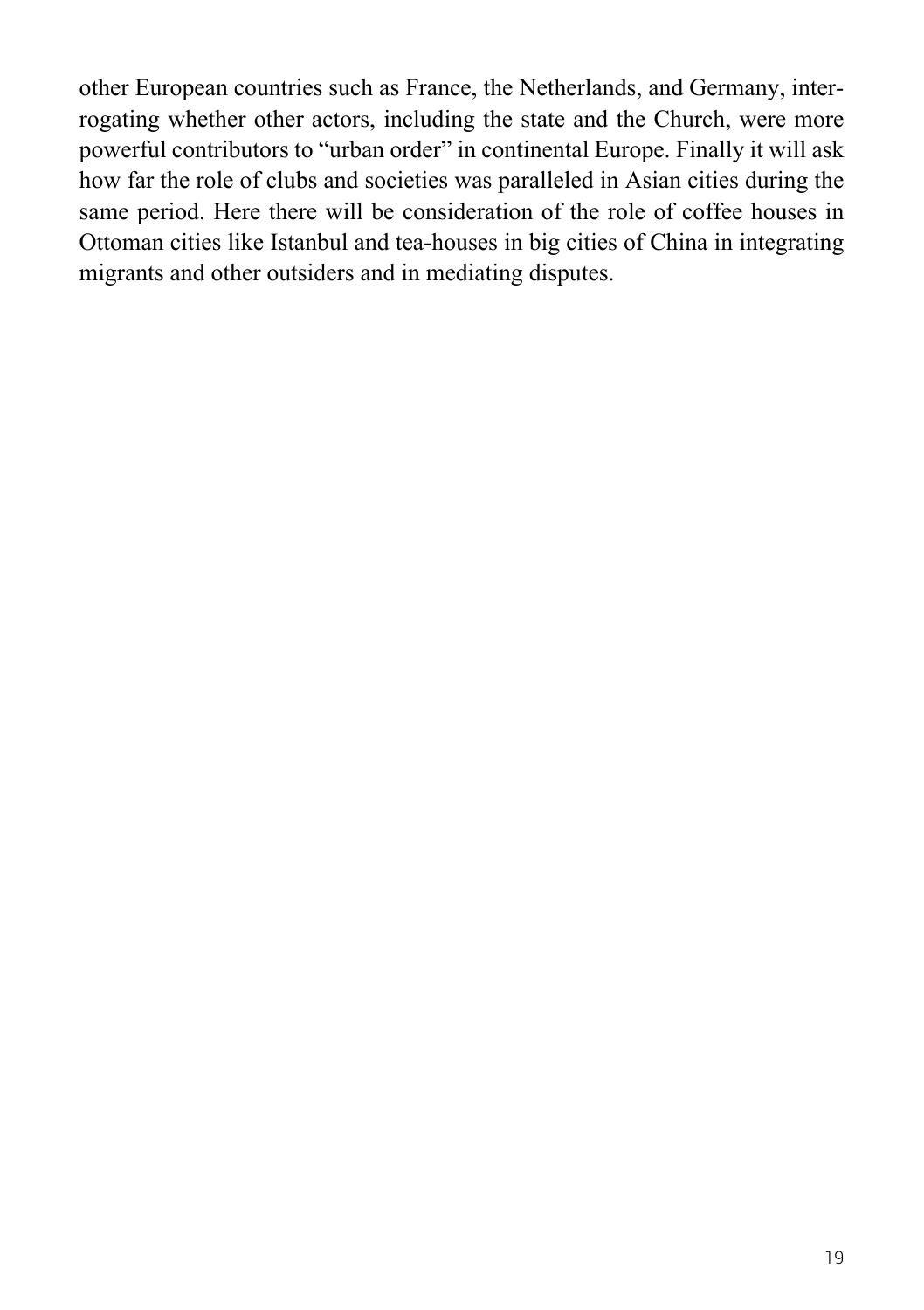other European countries such as France, the Netherlands, and Germany, interrogating whether other actors, including the state and the Church, were more powerful contributors to "urban order" in continental Europe. Finally it will ask how far the role of clubs and societies was paralleled in Asian cities during the same period. Here there will be consideration of the role of coffee houses in Ottoman cities like Istanbul and tea-houses in big cities of China in integrating migrants and other outsiders and in mediating disputes.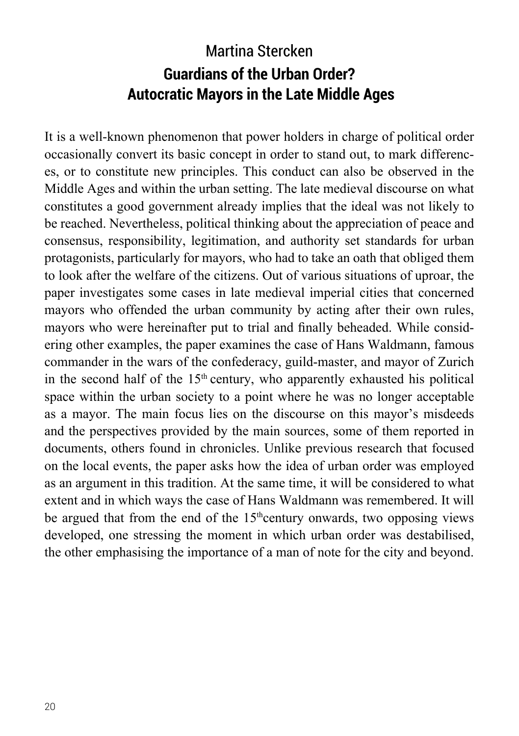Martina Stercken

## Guardians of the Urban Order? Autocratic Mayors in the Late Middle Ages

It is a well-known phenomenon that power holders in charge of political order occasionally convert its basic concept in order to stand out, to mark differences, or to constitute new principles. This conduct can also be observed in the Middle Ages and within the urban setting. The late medieval discourse on what constitutes a good government already implies that the ideal was not likely to be reached. Nevertheless, political thinking about the appreciation of peace and consensus, responsibility, legitimation, and authority set standards for urban protagonists, particularly for mayors, who had to take an oath that obliged them to look after the welfare of the citizens. Out of various situations of uproar, the paper investigates some cases in late medieval imperial cities that concerned mayors who offended the urban community by acting after their own rules, mayors who were hereinafter put to trial and finally beheaded. While considering other examples, the paper examines the case of Hans Waldmann, famous commander in the wars of the confederacy, guild-master, and mayor of Zurich in the second half of the 15th century, who apparently exhausted his political space within the urban society to a point where he was no longer acceptable as a mayor. The main focus lies on the discourse on this mayor's misdeeds and the perspectives provided by the main sources, some of them reported in documents, others found in chronicles. Unlike previous research that focused on the local events, the paper asks how the idea of urban order was employed as an argument in this tradition. At the same time, it will be considered to what extent and in which ways the case of Hans Waldmann was remembered. It will be argued that from the end of the 15th century onwards, two opposing views developed, one stressing the moment in which urban order was destabilised, the other emphasising the importance of a man of note for the city and beyond.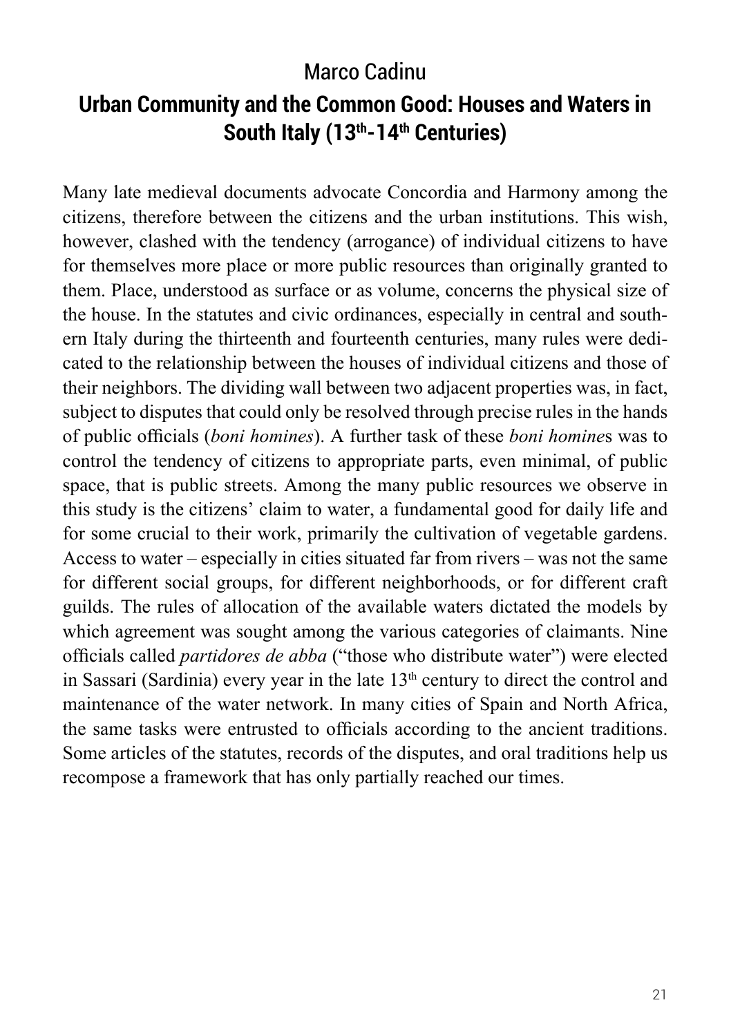Marco Cadinu

## Urban Community and the Common Good: Houses and Waters in South Italy (13th-14th Centuries)

Many late medieval documents advocate Concordia and Harmony among the citizens, therefore between the citizens and the urban institutions. This wish, however, clashed with the tendency (arrogance) of individual citizens to have for themselves more place or more public resources than originally granted to them. Place, understood as surface or as volume, concerns the physical size of the house. In the statutes and civic ordinances, especially in central and southern Italy during the thirteenth and fourteenth centuries, many rules were dedicated to the relationship between the houses of individual citizens and those of their neighbors. The dividing wall between two adjacent properties was, in fact, subject to disputes that could only be resolved through precise rules in the hands of public officials (*boni homines*). A further task of these *boni homine*s was to control the tendency of citizens to appropriate parts, even minimal, of public space, that is public streets. Among the many public resources we observe in this study is the citizens' claim to water, a fundamental good for daily life and for some crucial to their work, primarily the cultivation of vegetable gardens. Access to water – especially in cities situated far from rivers – was not the same for different social groups, for different neighborhoods, or for different craft guilds. The rules of allocation of the available waters dictated the models by which agreement was sought among the various categories of claimants. Nine officials called *partidores de abba* ("those who distribute water") were elected in Sassari (Sardinia) every year in the late 13th century to direct the control and maintenance of the water network. In many cities of Spain and North Africa, the same tasks were entrusted to officials according to the ancient traditions. Some articles of the statutes, records of the disputes, and oral traditions help us recompose a framework that has only partially reached our times.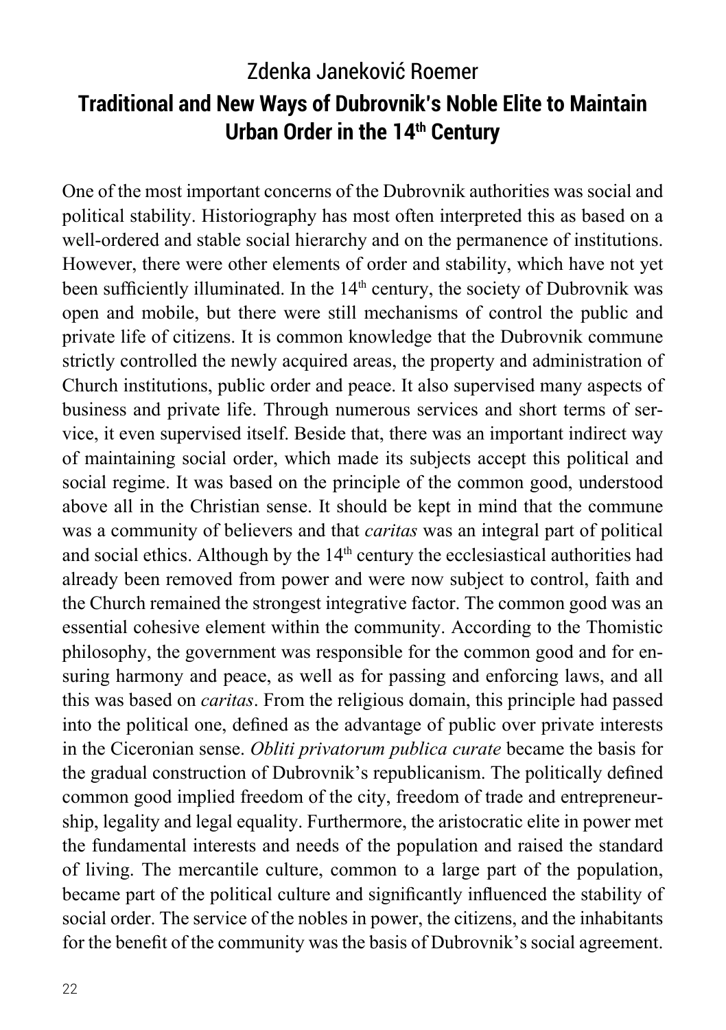Zdenka Janeković Roemer

## Traditional and New Ways of Dubrovnik's Noble Elite to Maintain Urban Order in the 14th Century

One of the most important concerns of the Dubrovnik authorities was social and political stability. Historiography has most often interpreted this as based on a well-ordered and stable social hierarchy and on the permanence of institutions. However, there were other elements of order and stability, which have not yet been sufficiently illuminated. In the 14th century, the society of Dubrovnik was open and mobile, but there were still mechanisms of control the public and private life of citizens. It is common knowledge that the Dubrovnik commune strictly controlled the newly acquired areas, the property and administration of Church institutions, public order and peace. It also supervised many aspects of business and private life. Through numerous services and short terms of service, it even supervised itself. Beside that, there was an important indirect way of maintaining social order, which made its subjects accept this political and social regime. It was based on the principle of the common good, understood above all in the Christian sense. It should be kept in mind that the commune was a community of believers and that *caritas* was an integral part of political and social ethics. Although by the 14th century the ecclesiastical authorities had already been removed from power and were now subject to control, faith and the Church remained the strongest integrative factor. The common good was an essential cohesive element within the community. According to the Thomistic philosophy, the government was responsible for the common good and for ensuring harmony and peace, as well as for passing and enforcing laws, and all this was based on *caritas*. From the religious domain, this principle had passed into the political one, defined as the advantage of public over private interests in the Ciceronian sense. *Obliti privatorum publica curate* became the basis for the gradual construction of Dubrovnik's republicanism. The politically defined common good implied freedom of the city, freedom of trade and entrepreneurship, legality and legal equality. Furthermore, the aristocratic elite in power met the fundamental interests and needs of the population and raised the standard of living. The mercantile culture, common to a large part of the population, became part of the political culture and significantly influenced the stability of social order. The service of the nobles in power, the citizens, and the inhabitants for the benefit of the community was the basis of Dubrovnik's social agreement.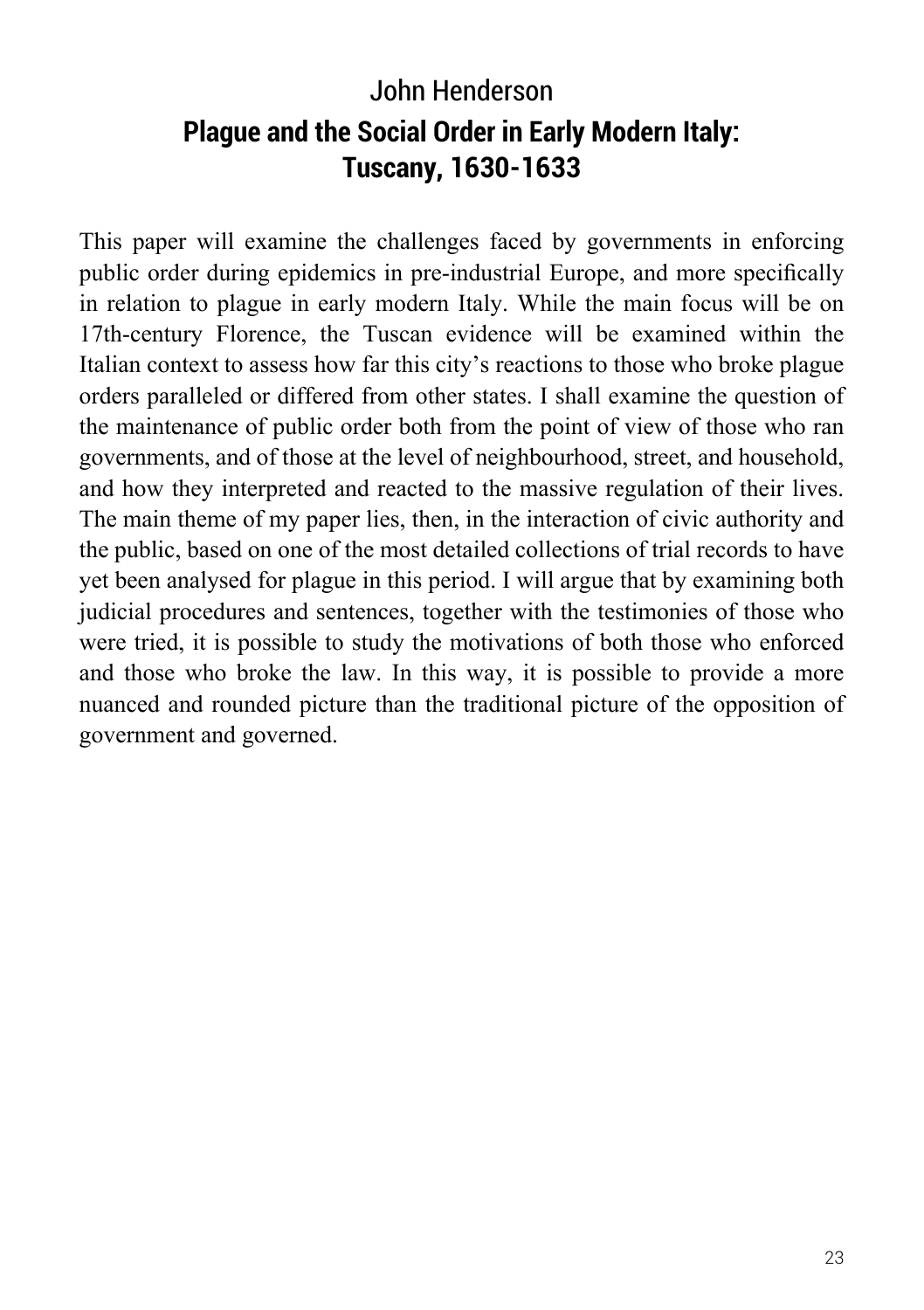John Henderson

## Plague and the Social Order in Early Modern Italy: Tuscany, 1630-1633

This paper will examine the challenges faced by governments in enforcing public order during epidemics in pre-industrial Europe, and more specifically in relation to plague in early modern Italy. While the main focus will be on 17th-century Florence, the Tuscan evidence will be examined within the Italian context to assess how far this city's reactions to those who broke plague orders paralleled or differed from other states. I shall examine the question of the maintenance of public order both from the point of view of those who ran governments, and of those at the level of neighbourhood, street, and household, and how they interpreted and reacted to the massive regulation of their lives. The main theme of my paper lies, then, in the interaction of civic authority and the public, based on one of the most detailed collections of trial records to have yet been analysed for plague in this period. I will argue that by examining both judicial procedures and sentences, together with the testimonies of those who were tried, it is possible to study the motivations of both those who enforced and those who broke the law. In this way, it is possible to provide a more nuanced and rounded picture than the traditional picture of the opposition of government and governed.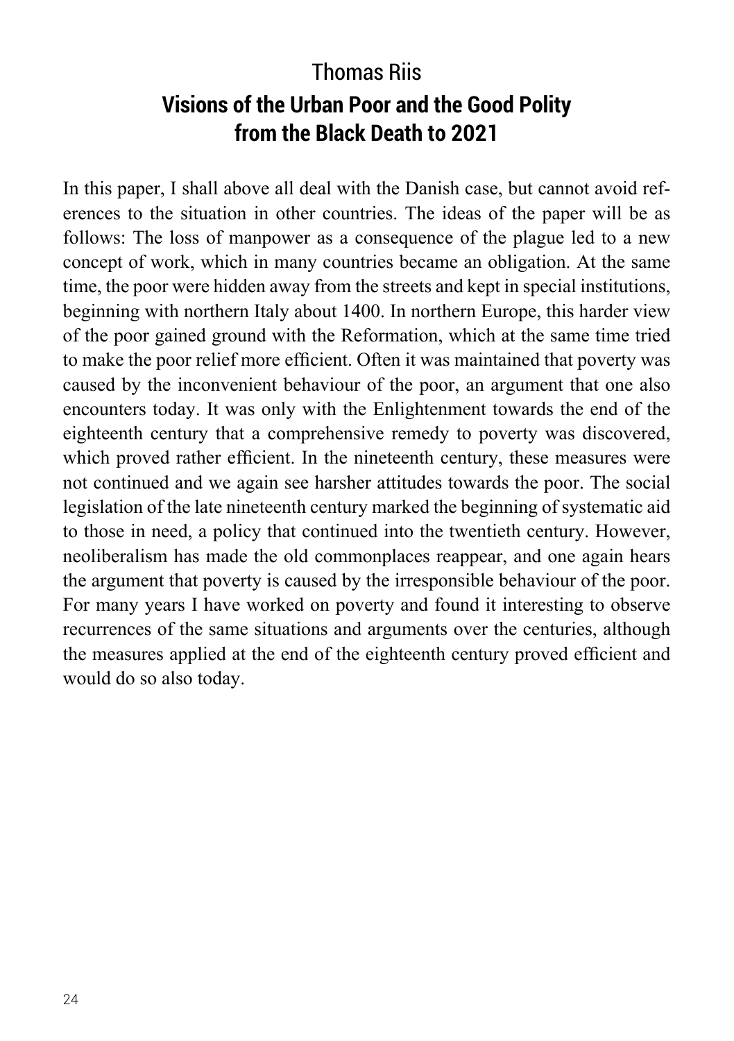Thomas Riis

## Visions of the Urban Poor and the Good Polity from the Black Death to 2021

In this paper, I shall above all deal with the Danish case, but cannot avoid references to the situation in other countries. The ideas of the paper will be as follows: The loss of manpower as a consequence of the plague led to a new concept of work, which in many countries became an obligation. At the same time, the poor were hidden away from the streets and kept in special institutions, beginning with northern Italy about 1400. In northern Europe, this harder view of the poor gained ground with the Reformation, which at the same time tried to make the poor relief more efficient. Often it was maintained that poverty was caused by the inconvenient behaviour of the poor, an argument that one also encounters today. It was only with the Enlightenment towards the end of the eighteenth century that a comprehensive remedy to poverty was discovered, which proved rather efficient. In the nineteenth century, these measures were not continued and we again see harsher attitudes towards the poor. The social legislation of the late nineteenth century marked the beginning of systematic aid to those in need, a policy that continued into the twentieth century. However, neoliberalism has made the old commonplaces reappear, and one again hears the argument that poverty is caused by the irresponsible behaviour of the poor. For many years I have worked on poverty and found it interesting to observe recurrences of the same situations and arguments over the centuries, although the measures applied at the end of the eighteenth century proved efficient and would do so also today.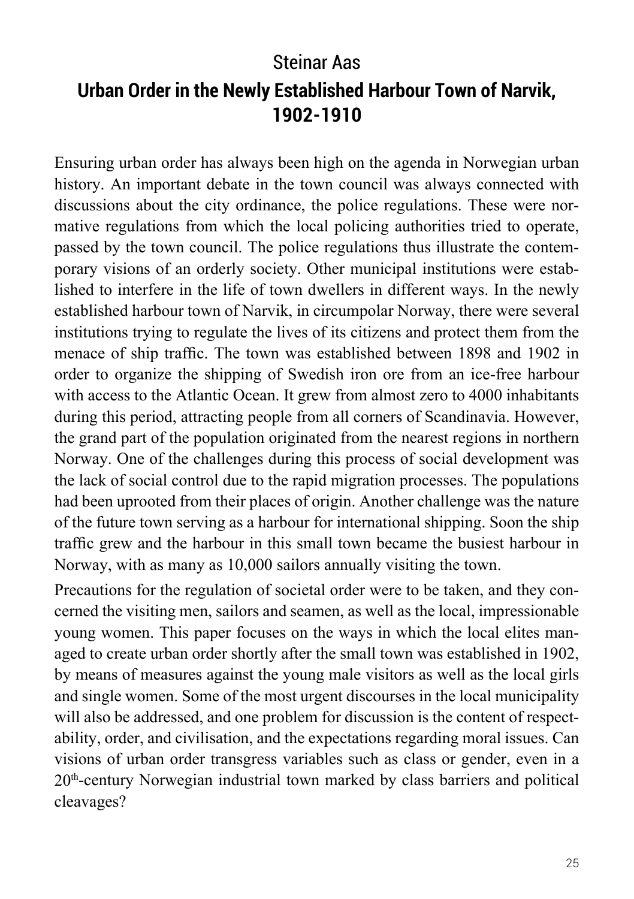## Steinar Aas

# Urban Order in the Newly Established Harbour Town of Narvik, 1902-1910

Ensuring urban order has always been high on the agenda in Norwegian urban history. An important debate in the town council was always connected with discussions about the city ordinance, the police regulations. These were normative regulations from which the local policing authorities tried to operate, passed by the town council. The police regulations thus illustrate the contemporary visions of an orderly society. Other municipal institutions were established to interfere in the life of town dwellers in different ways. In the newly established harbour town of Narvik, in circumpolar Norway, there were several institutions trying to regulate the lives of its citizens and protect them from the menace of ship traffic. The town was established between 1898 and 1902 in order to organize the shipping of Swedish iron ore from an ice-free harbour with access to the Atlantic Ocean. It grew from almost zero to 4000 inhabitants during this period, attracting people from all corners of Scandinavia. However, the grand part of the population originated from the nearest regions in northern Norway. One of the challenges during this process of social development was the lack of social control due to the rapid migration processes. The populations had been uprooted from their places of origin. Another challenge was the nature of the future town serving as a harbour for international shipping. Soon the ship traffic grew and the harbour in this small town became the busiest harbour in Norway, with as many as 10,000 sailors annually visiting the town.

Precautions for the regulation of societal order were to be taken, and they concerned the visiting men, sailors and seamen, as well as the local, impressionable young women. This paper focuses on the ways in which the local elites managed to create urban order shortly after the small town was established in 1902, by means of measures against the young male visitors as well as the local girls and single women. Some of the most urgent discourses in the local municipality will also be addressed, and one problem for discussion is the content of respectability, order, and civilisation, and the expectations regarding moral issues. Can visions of urban order transgress variables such as class or gender, even in a 20th-century Norwegian industrial town marked by class barriers and political cleavages?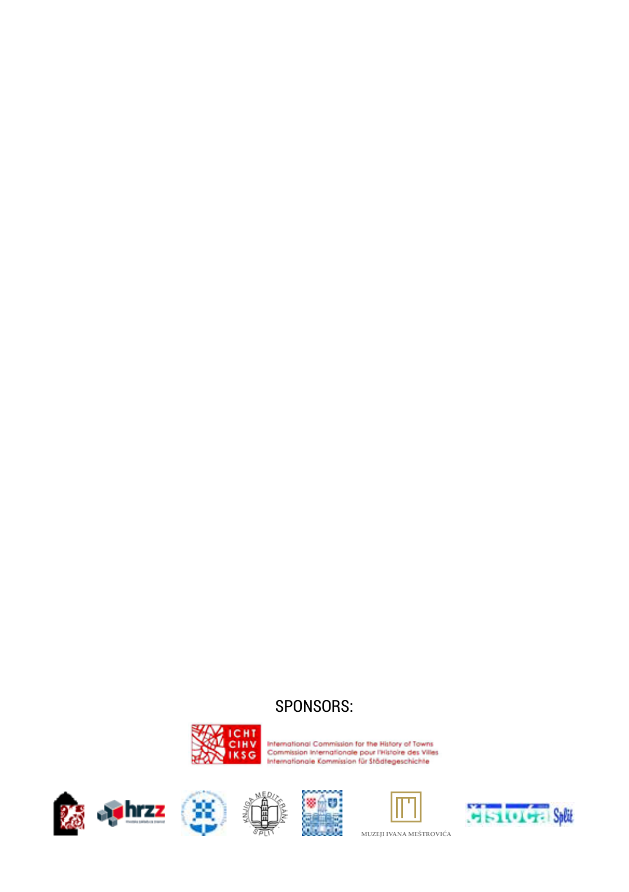SPONSORS:

ICHT CIHV IKSG

International Commission for the History of Towns
Commission Internationale pour l'Histoire des Villes
Internationale Kommission für Städtegeschichte

hrzz

MUZEJI IVANA MEŠTROVIĆA

čistoća Split